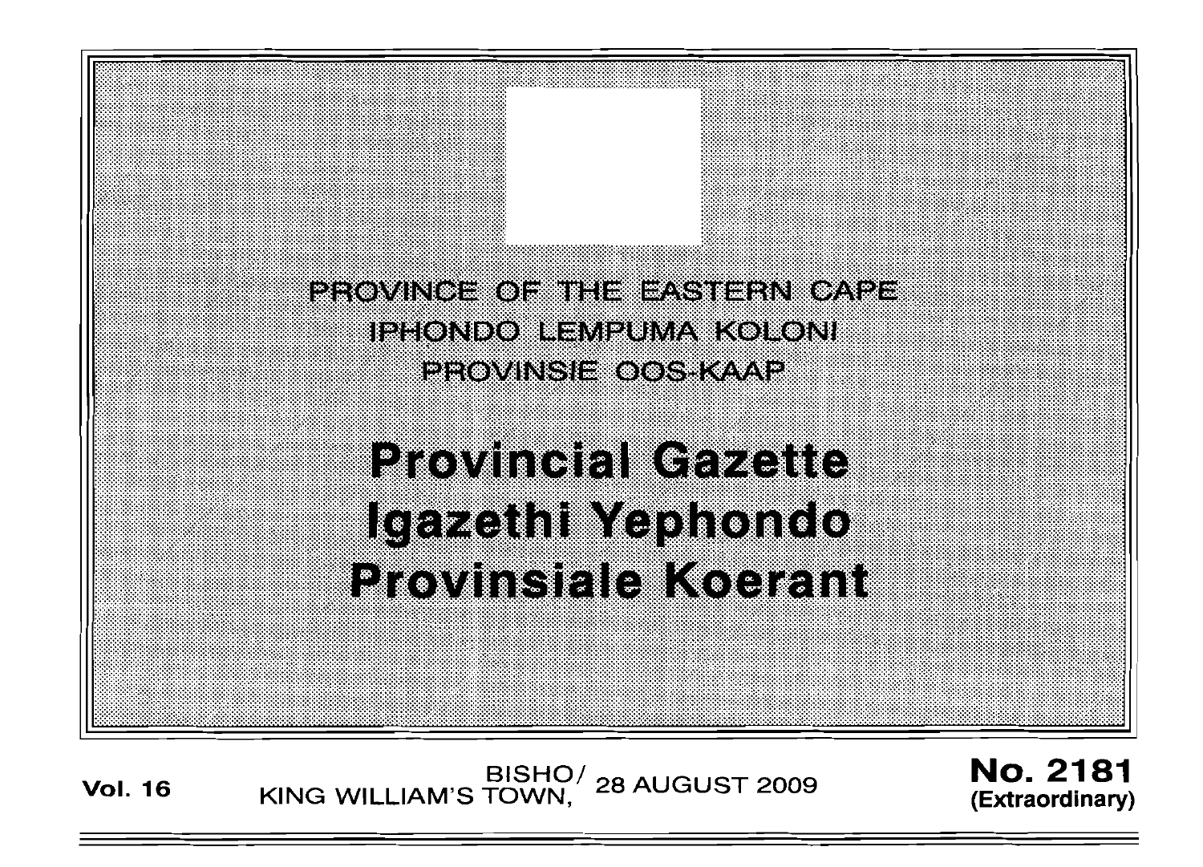PROVINCE OF THE EASTERN CAPE
IPHONDO LEMPUMA KOLONI
PROVINSIE OOS-KAAP

# Provincial Gazette
# Igazethi Yephondo
# Provinsiale Koerant

**Vol. 16** BISHO/ KING WILLIAM'S TOWN, 28 AUGUST 2009 **No. 2181 (Extraordinary)**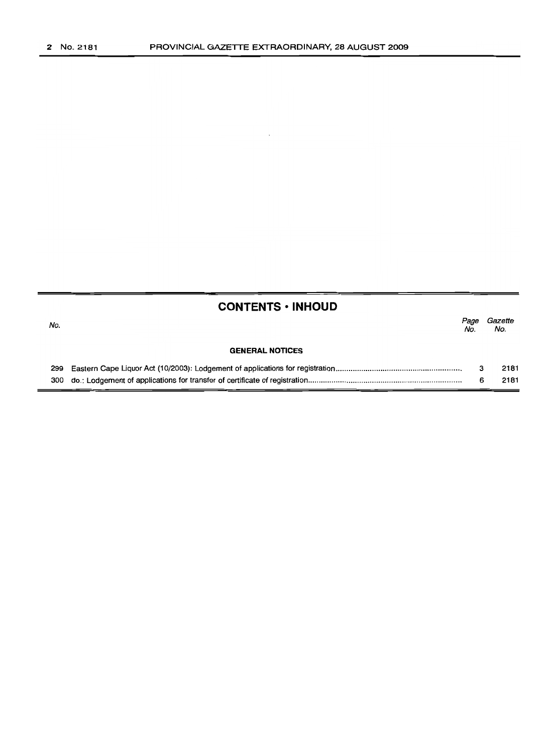## CONTENTS • INHOUD

| No. | | Page No. | Gazette No. |
|---|---|---|---|
| | **GENERAL NOTICES** | | |
| 299 | Eastern Cape Liquor Act (10/2003): Lodgement of applications for registration | 3 | 2181 |
| 300 | do.: Lodgement of applications for transfer of certificate of registration | 6 | 2181 |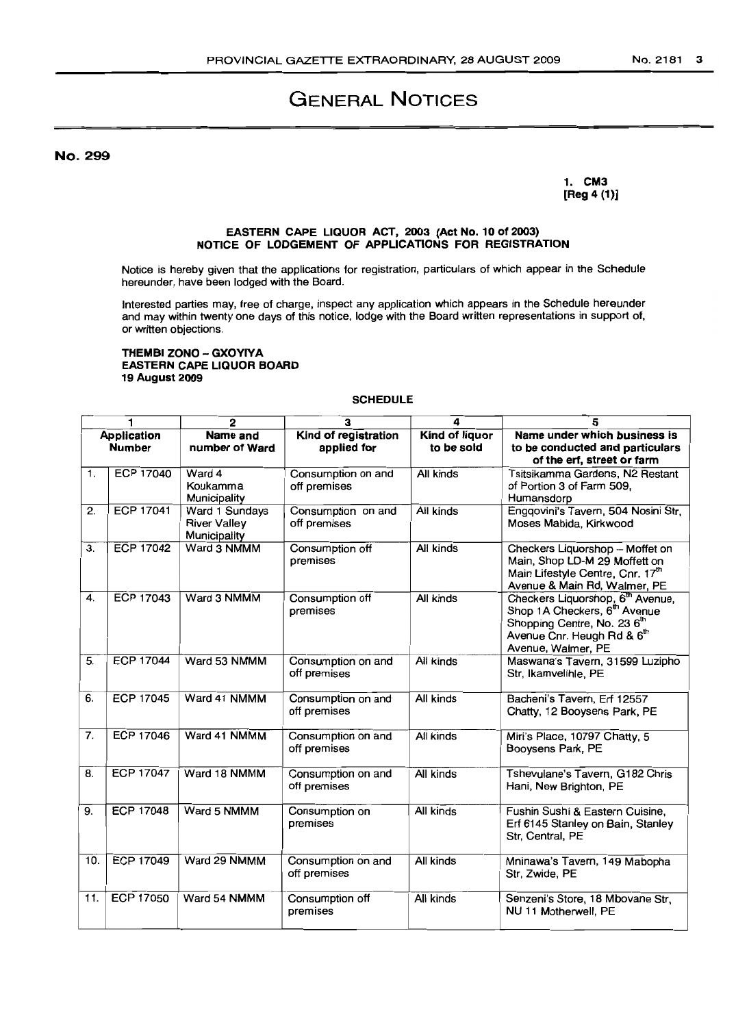# GENERAL NOTICES

**No. 299**

**1. CM3**
**[Reg 4 (1)]**

**EASTERN CAPE LIQUOR ACT, 2003 (Act No. 10 of 2003)**
**NOTICE OF LODGEMENT OF APPLICATIONS FOR REGISTRATION**

Notice is hereby given that the applications for registration, particulars of which appear in the Schedule hereunder, have been lodged with the Board.

Interested parties may, free of charge, inspect any application which appears in the Schedule hereunder and may within twenty one days of this notice, lodge with the Board written representations in support of, or written objections.

**THEMBI ZONO – GXOYIYA**
**EASTERN CAPE LIQUOR BOARD**
**19 August 2009**

**SCHEDULE**

| 1 | | 2 | 3 | 4 | 5 |
|---|---|---|---|---|---|
| **Application Number** | | **Name and number of Ward** | **Kind of registration applied for** | **Kind of liquor to be sold** | **Name under which business is to be conducted and particulars of the erf, street or farm** |
| 1. | ECP 17040 | Ward 4 Koukamma Municipality | Consumption on and off premises | All kinds | Tsitsikamma Gardens, N2 Restant of Portion 3 of Farm 509, Humansdorp |
| 2. | ECP 17041 | Ward 1 Sundays River Valley Municipality | Consumption on and off premises | All kinds | Engqovini's Tavern, 504 Nosini Str, Moses Mabida, Kirkwood |
| 3. | ECP 17042 | Ward 3 NMMM | Consumption off premises | All kinds | Checkers Liquorshop – Moffet on Main, Shop LD-M 29 Moffett on Main Lifestyle Centre, Cnr. 17th Avenue & Main Rd, Walmer, PE |
| 4. | ECP 17043 | Ward 3 NMMM | Consumption off premises | All kinds | Checkers Liquorshop, 6th Avenue, Shop 1A Checkers, 6th Avenue Shopping Centre, No. 23 6th Avenue Cnr. Heugh Rd & 6th Avenue, Walmer, PE |
| 5. | ECP 17044 | Ward 53 NMMM | Consumption on and off premises | All kinds | Maswana's Tavern, 31599 Luzipho Str, Ikamvelihle, PE |
| 6. | ECP 17045 | Ward 41 NMMM | Consumption on and off premises | All kinds | Bacheni's Tavern, Erf 12557 Chatty, 12 Booysens Park, PE |
| 7. | ECP 17046 | Ward 41 NMMM | Consumption on and off premises | All kinds | Miri's Place, 10797 Chatty, 5 Booysens Park, PE |
| 8. | ECP 17047 | Ward 18 NMMM | Consumption on and off premises | All kinds | Tshevulane's Tavern, G182 Chris Hani, New Brighton, PE |
| 9. | ECP 17048 | Ward 5 NMMM | Consumption on premises | All kinds | Fushin Sushi & Eastern Cuisine, Erf 6145 Stanley on Bain, Stanley Str, Central, PE |
| 10. | ECP 17049 | Ward 29 NMMM | Consumption on and off premises | All kinds | Mninawa's Tavern, 149 Mabopha Str, Zwide, PE |
| 11. | ECP 17050 | Ward 54 NMMM | Consumption off premises | All kinds | Senzeni's Store, 18 Mbovane Str, NU 11 Motherwell, PE |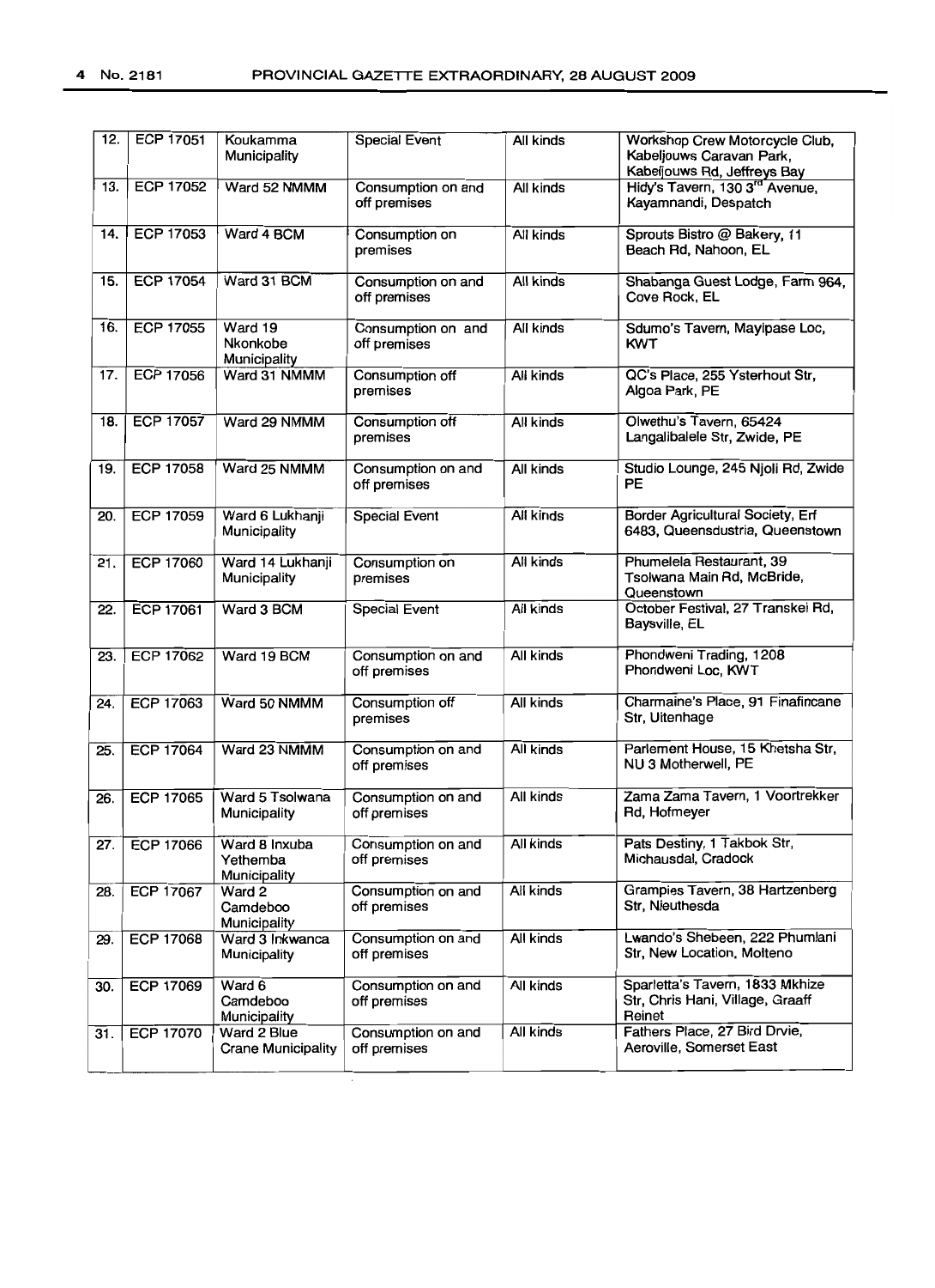| 12. | ECP 17051 | Koukamma Municipality | Special Event | All kinds | Workshop Crew Motorcycle Club, Kabeljouws Caravan Park, Kabeljouws Rd, Jeffreys Bay |
|---|---|---|---|---|---|
| 13. | ECP 17052 | Ward 52 NMMM | Consumption on and off premises | All kinds | Hidy's Tavern, 130 3rd Avenue, Kayamnandi, Despatch |
| 14. | ECP 17053 | Ward 4 BCM | Consumption on premises | All kinds | Sprouts Bistro @ Bakery, 11 Beach Rd, Nahoon, EL |
| 15. | ECP 17054 | Ward 31 BCM | Consumption on and off premises | All kinds | Shabanga Guest Lodge, Farm 964, Cove Rock, EL |
| 16. | ECP 17055 | Ward 19 Nkonkobe Municipality | Consumption on and off premises | All kinds | Sdumo's Tavern, Mayipase Loc, KWT |
| 17. | ECP 17056 | Ward 31 NMMM | Consumption off premises | All kinds | QC's Place, 255 Ysterhout Str, Algoa Park, PE |
| 18. | ECP 17057 | Ward 29 NMMM | Consumption off premises | All kinds | Olwethu's Tavern, 65424 Langalibalele Str, Zwide, PE |
| 19. | ECP 17058 | Ward 25 NMMM | Consumption on and off premises | All kinds | Studio Lounge, 245 Njoli Rd, Zwide PE |
| 20. | ECP 17059 | Ward 6 Lukhanji Municipality | Special Event | All kinds | Border Agricultural Society, Erf 6483, Queensdustria, Queenstown |
| 21. | ECP 17060 | Ward 14 Lukhanji Municipality | Consumption on premises | All kinds | Phumelela Restaurant, 39 Tsolwana Main Rd, McBride, Queenstown |
| 22. | ECP 17061 | Ward 3 BCM | Special Event | All kinds | October Festival, 27 Transkei Rd, Baysville, EL |
| 23. | ECP 17062 | Ward 19 BCM | Consumption on and off premises | All kinds | Phondweni Trading, 1208 Phondweni Loc, KWT |
| 24. | ECP 17063 | Ward 50 NMMM | Consumption off premises | All kinds | Charmaine's Place, 91 Finafincane Str, Uitenhage |
| 25. | ECP 17064 | Ward 23 NMMM | Consumption on and off premises | All kinds | Parlement House, 15 Khetsha Str, NU 3 Motherwell, PE |
| 26. | ECP 17065 | Ward 5 Tsolwana Municipality | Consumption on and off premises | All kinds | Zama Zama Tavern, 1 Voortrekker Rd, Hofmeyer |
| 27. | ECP 17066 | Ward 8 Inxuba Yethemba Municipality | Consumption on and off premises | All kinds | Pats Destiny, 1 Takbok Str, Michausdal, Cradock |
| 28. | ECP 17067 | Ward 2 Camdeboo Municipality | Consumption on and off premises | All kinds | Grampies Tavern, 38 Hartzenberg Str, Nieuthesda |
| 29. | ECP 17068 | Ward 3 Inkwanca Municipality | Consumption on and off premises | All kinds | Lwando's Shebeen, 222 Phumlani Str, New Location, Molteno |
| 30. | ECP 17069 | Ward 6 Camdeboo Municipality | Consumption on and off premises | All kinds | Sparletta's Tavern, 1833 Mkhize Str, Chris Hani, Village, Graaff Reinet |
| 31. | ECP 17070 | Ward 2 Blue Crane Municipality | Consumption on and off premises | All kinds | Fathers Place, 27 Bird Drvie, Aeroville, Somerset East |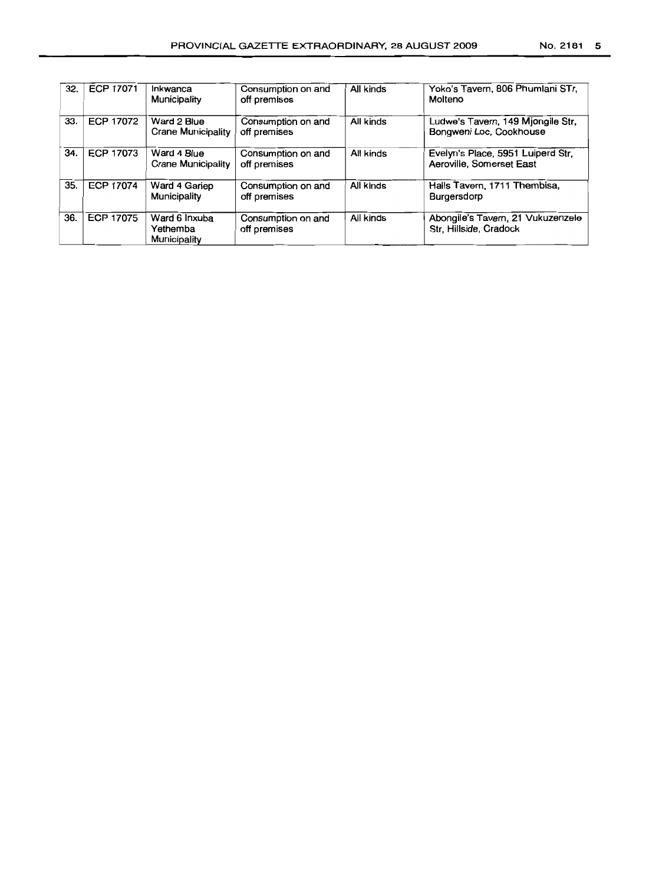| 32. | ECP 17071 | Inkwanca Municipality | Consumption on and off premises | All kinds | Yoko's Tavern, 806 Phumlani STr, Molteno |
|---|---|---|---|---|---|
| 33. | ECP 17072 | Ward 2 Blue Crane Municipality | Consumption on and off premises | All kinds | Ludwe's Tavern, 149 Mjongile Str, Bongweni Loc, Cookhouse |
| 34. | ECP 17073 | Ward 4 Blue Crane Municipality | Consumption on and off premises | All kinds | Evelyn's Place, 5951 Luiperd Str, Aeroville, Somerset East |
| 35. | ECP 17074 | Ward 4 Gariep Municipality | Consumption on and off premises | All kinds | Halls Tavern, 1711 Thembisa, Burgersdorp |
| 36. | ECP 17075 | Ward 6 Inxuba Yethemba Municipality | Consumption on and off premises | All kinds | Abongile's Tavern, 21 Vukuzenzele Str, Hillside, Cradock |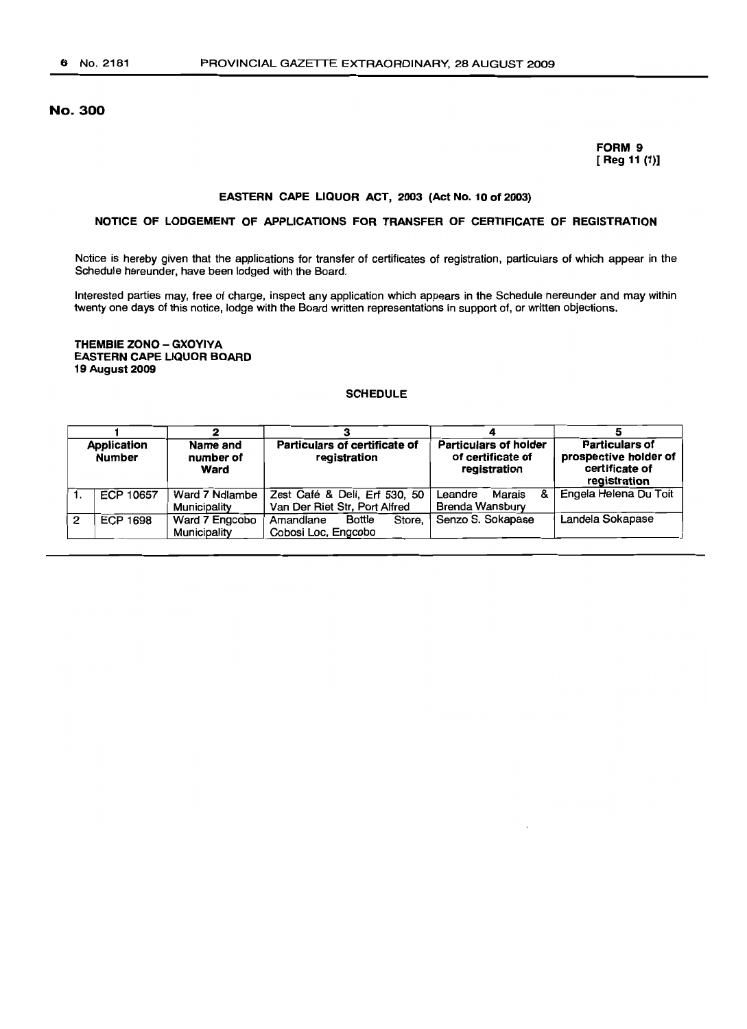**No. 300**

**FORM 9**
**[ Reg 11 (1)]**

**EASTERN CAPE LIQUOR ACT, 2003 (Act No. 10 of 2003)**

**NOTICE OF LODGEMENT OF APPLICATIONS FOR TRANSFER OF CERTIFICATE OF REGISTRATION**

Notice is hereby given that the applications for transfer of certificates of registration, particulars of which appear in the Schedule hereunder, have been lodged with the Board.

Interested parties may, free of charge, inspect any application which appears in the Schedule hereunder and may within twenty one days of this notice, lodge with the Board written representations in support of, or written objections.

**THEMBIE ZONO – GXOYIYA**
**EASTERN CAPE LIQUOR BOARD**
**19 August 2009**

**SCHEDULE**

| 1 | | 2 | 3 | 4 | 5 |
|---|---|---|---|---|---|
| **Application Number** | | **Name and number of Ward** | **Particulars of certificate of registration** | **Particulars of holder of certificate of registration** | **Particulars of prospective holder of certificate of registration** |
| 1. | ECP 10657 | Ward 7 Ndlambe Municipality | Zest Café & Deli, Erf 530, 50 Van Der Riet Str, Port Alfred | Leandre Marais & Brenda Wansbury | Engela Helena Du Toit |
| 2 | ECP 1698 | Ward 7 Engcobo Municipality | Amandlane Bottle Store, Cobosi Loc, Engcobo | Senzo S. Sokapase | Landela Sokapase |